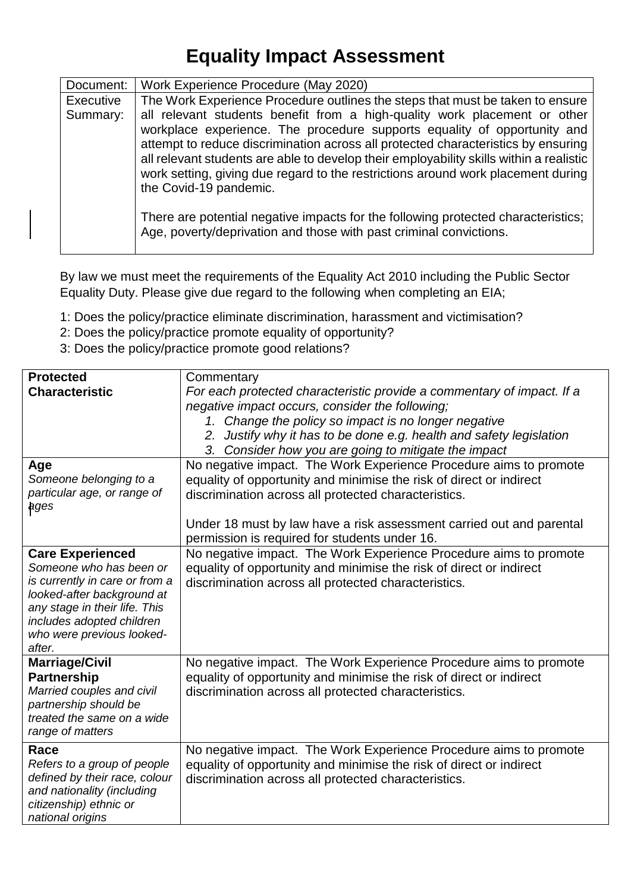# Equality Impact Assessment

| Document: | Work Experience Procedure (May 2020) |
|---|---|
| Executive Summary: | The Work Experience Procedure outlines the steps that must be taken to ensure all relevant students benefit from a high-quality work placement or other workplace experience. The procedure supports equality of opportunity and attempt to reduce discrimination across all protected characteristics by ensuring all relevant students are able to develop their employability skills within a realistic work setting, giving due regard to the restrictions around work placement during the Covid-19 pandemic.<br><br>There are potential negative impacts for the following protected characteristics; Age, poverty/deprivation and those with past criminal convictions. |

By law we must meet the requirements of the Equality Act 2010 including the Public Sector Equality Duty. Please give due regard to the following when completing an EIA;

1: Does the policy/practice eliminate discrimination, harassment and victimisation?
2: Does the policy/practice promote equality of opportunity?
3: Does the policy/practice promote good relations?

| **Protected Characteristic** | Commentary<br>*For each protected characteristic provide a commentary of impact. If a negative impact occurs, consider the following;*<br>1. *Change the policy so impact is no longer negative*<br>2. *Justify why it has to be done e.g. health and safety legislation*<br>3. *Consider how you are going to mitigate the impact* |
|---|---|
| **Age**<br>*Someone belonging to a particular age, or range of ages* | No negative impact. The Work Experience Procedure aims to promote equality of opportunity and minimise the risk of direct or indirect discrimination across all protected characteristics.<br><br>Under 18 must by law have a risk assessment carried out and parental permission is required for students under 16. |
| **Care Experienced**<br>*Someone who has been or is currently in care or from a looked-after background at any stage in their life. This includes adopted children who were previous looked-after.* | No negative impact. The Work Experience Procedure aims to promote equality of opportunity and minimise the risk of direct or indirect discrimination across all protected characteristics. |
| **Marriage/Civil Partnership**<br>*Married couples and civil partnership should be treated the same on a wide range of matters* | No negative impact. The Work Experience Procedure aims to promote equality of opportunity and minimise the risk of direct or indirect discrimination across all protected characteristics. |
| **Race**<br>*Refers to a group of people defined by their race, colour and nationality (including citizenship) ethnic or national origins* | No negative impact. The Work Experience Procedure aims to promote equality of opportunity and minimise the risk of direct or indirect discrimination across all protected characteristics. |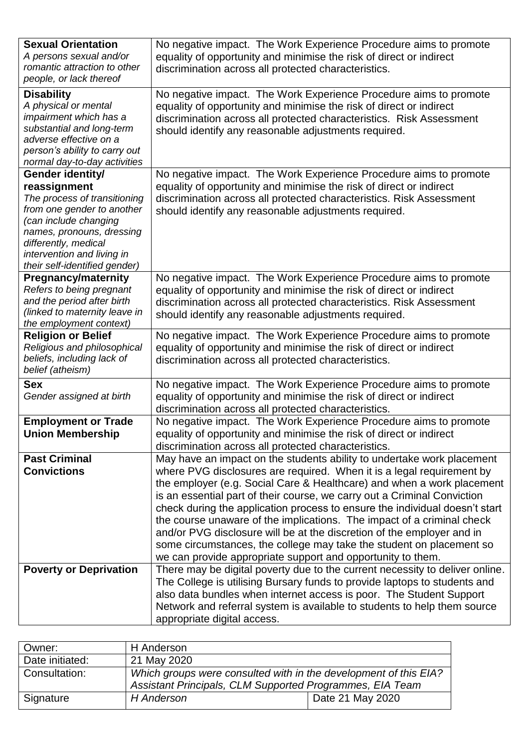| **Sexual Orientation** *A persons sexual and/or romantic attraction to other people, or lack thereof* | No negative impact. The Work Experience Procedure aims to promote equality of opportunity and minimise the risk of direct or indirect discrimination across all protected characteristics. |
|---|---|
| **Disability** *A physical or mental impairment which has a substantial and long-term adverse effective on a person's ability to carry out normal day-to-day activities* | No negative impact. The Work Experience Procedure aims to promote equality of opportunity and minimise the risk of direct or indirect discrimination across all protected characteristics. Risk Assessment should identify any reasonable adjustments required. |
| **Gender identity/ reassignment** *The process of transitioning from one gender to another (can include changing names, pronouns, dressing differently, medical intervention and living in their self-identified gender)* | No negative impact. The Work Experience Procedure aims to promote equality of opportunity and minimise the risk of direct or indirect discrimination across all protected characteristics. Risk Assessment should identify any reasonable adjustments required. |
| **Pregnancy/maternity** *Refers to being pregnant and the period after birth (linked to maternity leave in the employment context)* | No negative impact. The Work Experience Procedure aims to promote equality of opportunity and minimise the risk of direct or indirect discrimination across all protected characteristics. Risk Assessment should identify any reasonable adjustments required. |
| **Religion or Belief** *Religious and philosophical beliefs, including lack of belief (atheism)* | No negative impact. The Work Experience Procedure aims to promote equality of opportunity and minimise the risk of direct or indirect discrimination across all protected characteristics. |
| **Sex** *Gender assigned at birth* | No negative impact. The Work Experience Procedure aims to promote equality of opportunity and minimise the risk of direct or indirect discrimination across all protected characteristics. |
| **Employment or Trade Union Membership** | No negative impact. The Work Experience Procedure aims to promote equality of opportunity and minimise the risk of direct or indirect discrimination across all protected characteristics. |
| **Past Criminal Convictions** | May have an impact on the students ability to undertake work placement where PVG disclosures are required. When it is a legal requirement by the employer (e.g. Social Care & Healthcare) and when a work placement is an essential part of their course, we carry out a Criminal Conviction check during the application process to ensure the individual doesn't start the course unaware of the implications. The impact of a criminal check and/or PVG disclosure will be at the discretion of the employer and in some circumstances, the college may take the student on placement so we can provide appropriate support and opportunity to them. |
| **Poverty or Deprivation** | There may be digital poverty due to the current necessity to deliver online. The College is utilising Bursary funds to provide laptops to students and also data bundles when internet access is poor. The Student Support Network and referral system is available to students to help them source appropriate digital access. |

| Owner: | H Anderson | |
|---|---|---|
| Date initiated: | 21 May 2020 | |
| Consultation: | *Which groups were consulted with in the development of this EIA? Assistant Principals, CLM Supported Programmes, EIA Team* | |
| Signature | *H Anderson* | Date 21 May 2020 |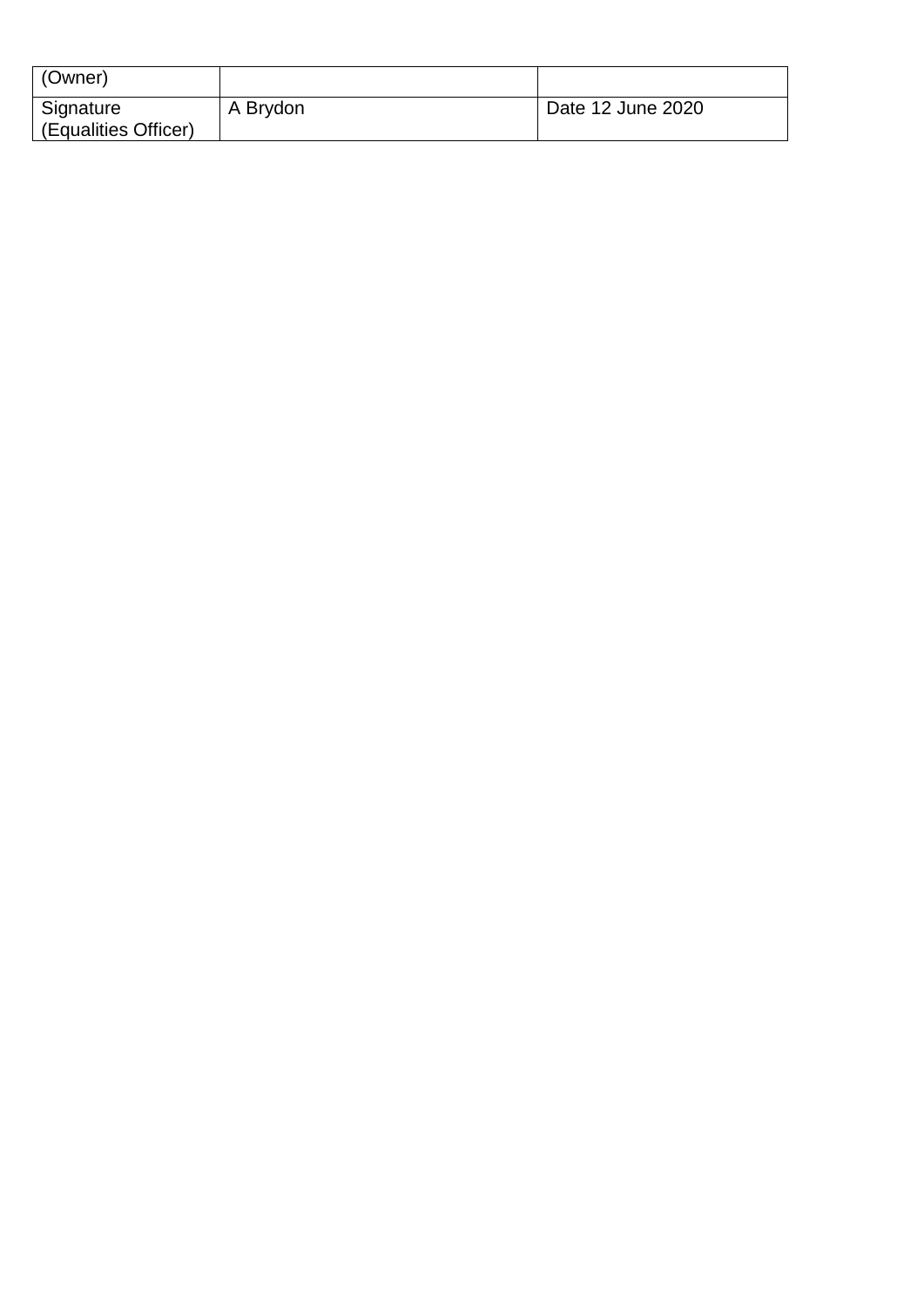| | | |
|---|---|---|
| (Owner) | | |
| Signature (Equalities Officer) | A Brydon | Date 12 June 2020 |